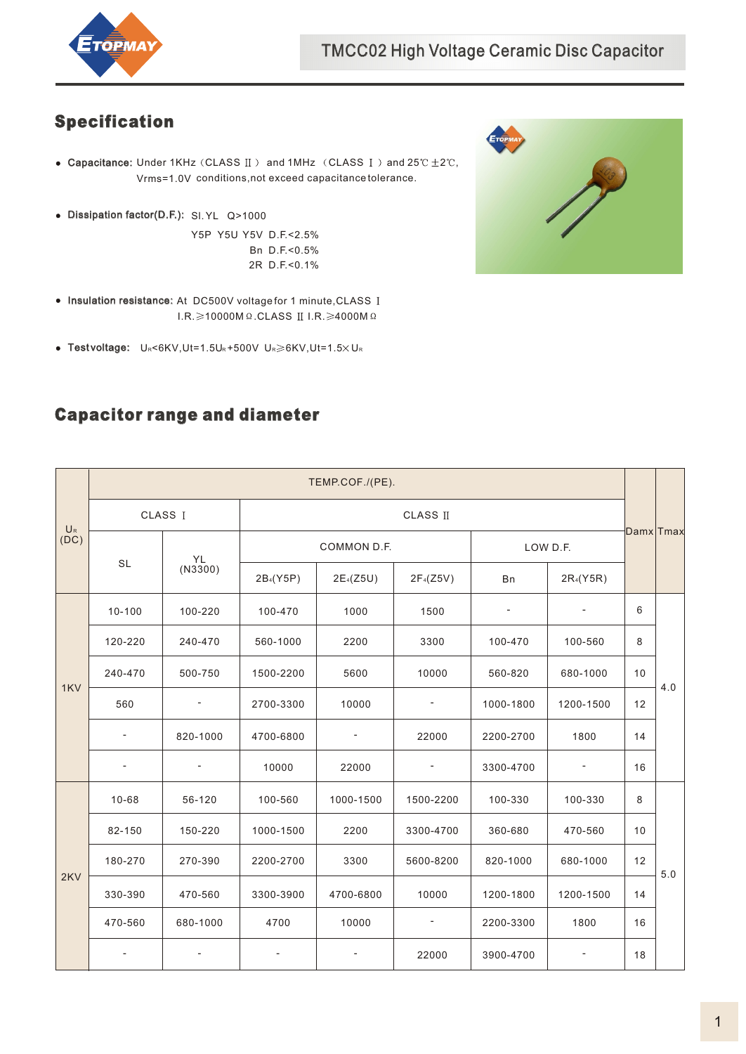# TMCC02 High Voltage Ceramic Disc Capacitor

## Specification

- **Capacitance:** Under 1KHz（CLASS Ⅱ） and 1MHz （CLASS Ⅰ） and 25℃ ±2℃, Vrms=1.0V conditions,not exceed capacitance tolerance.

- **Dissipation factor(D.F.):** SI.YL Q>1000
  Y5P Y5U Y5V D.F.<2.5%
  Bn D.F.<0.5%
  2R D.F.<0.1%

- **Insulation resistance:** At DC500V voltage for 1 minute,CLASS Ⅰ I.R.≥10000MΩ.CLASS Ⅱ I.R.≥4000MΩ

- **Testvoltage:** $U_R$<6KV,Ut=1.5$U_R$+500V $U_R$≥6KV,Ut=1.5×$U_R$

## Capacitor range and diameter

| $U_R$ (DC) | TEMP.COF./(PE). | | | | | | | Damx | Tmax |
|---|---|---|---|---|---|---|---|---|---|
| | CLASS Ⅰ | | CLASS Ⅱ | | | | | | |
| | SL | YL (N3300) | COMMON D.F. | | | LOW D.F. | | | |
| | | | $2B_4$(Y5P) | $2E_4$(Z5U) | $2F_4$(Z5V) | Bn | $2R_4$(Y5R) | | |
| 1KV | 10-100 | 100-220 | 100-470 | 1000 | 1500 | - | - | 6 | 4.0 |
| | 120-220 | 240-470 | 560-1000 | 2200 | 3300 | 100-470 | 100-560 | 8 | |
| | 240-470 | 500-750 | 1500-2200 | 5600 | 10000 | 560-820 | 680-1000 | 10 | |
| | 560 | - | 2700-3300 | 10000 | - | 1000-1800 | 1200-1500 | 12 | |
| | - | 820-1000 | 4700-6800 | - | 22000 | 2200-2700 | 1800 | 14 | |
| | - | - | 10000 | 22000 | - | 3300-4700 | - | 16 | |
| 2KV | 10-68 | 56-120 | 100-560 | 1000-1500 | 1500-2200 | 100-330 | 100-330 | 8 | 5.0 |
| | 82-150 | 150-220 | 1000-1500 | 2200 | 3300-4700 | 360-680 | 470-560 | 10 | |
| | 180-270 | 270-390 | 2200-2700 | 3300 | 5600-8200 | 820-1000 | 680-1000 | 12 | |
| | 330-390 | 470-560 | 3300-3900 | 4700-6800 | 10000 | 1200-1800 | 1200-1500 | 14 | |
| | 470-560 | 680-1000 | 4700 | 10000 | - | 2200-3300 | 1800 | 16 | |
| | - | - | - | - | 22000 | 3900-4700 | - | 18 | |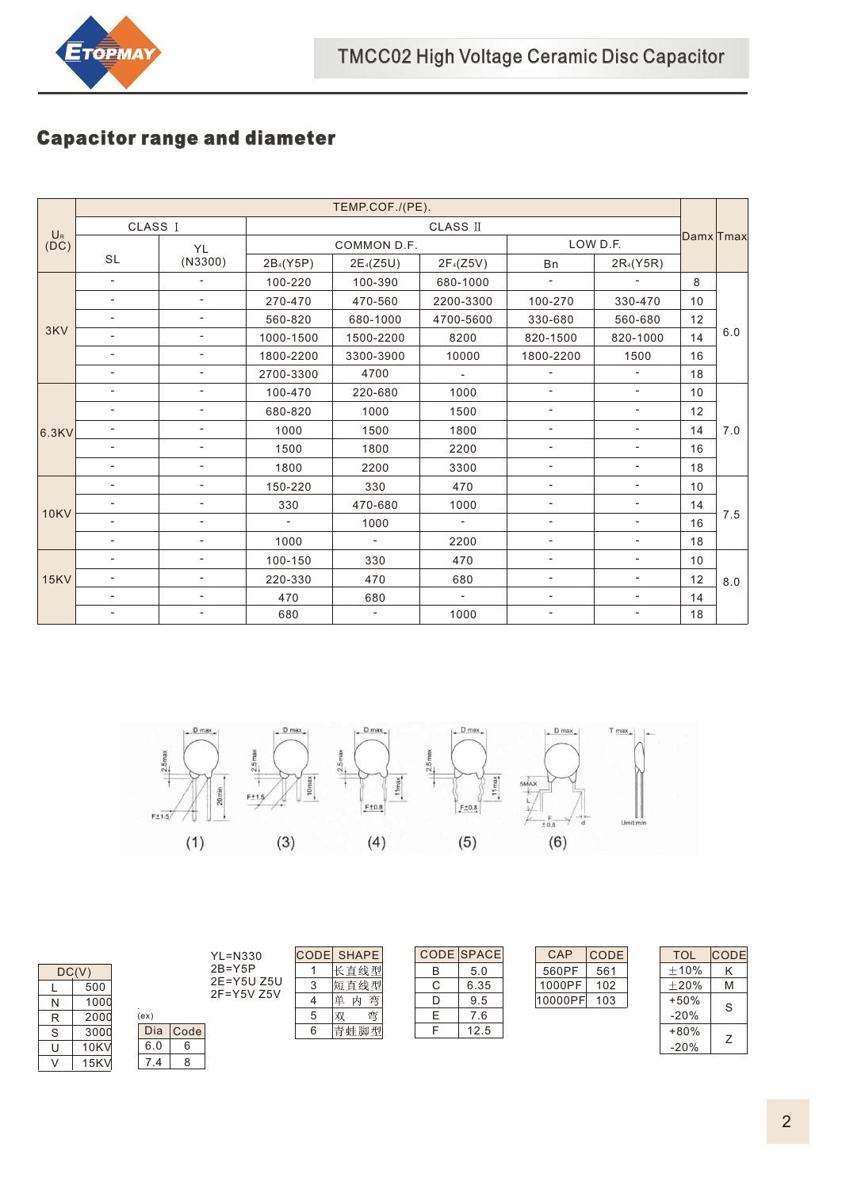## Capacitor range and diameter

| $U_R$ (DC) | TEMP.COF./(PE). | | | | | | | Damx | Tmax |
|---|---|---|---|---|---|---|---|---|---|
| | CLASS Ⅰ | | CLASS Ⅱ | | | | | | |
| | | | COMMON D.F. | | | LOW D.F. | | | |
| | SL | YL (N3300) | $2B_4$(Y5P) | $2E_4$(Z5U) | $2F_4$(Z5V) | Bn | $2R_4$(Y5R) | | |
| 3KV | - | - | 100-220 | 100-390 | 680-1000 | - | - | 8 | 6.0 |
| | - | - | 270-470 | 470-560 | 2200-3300 | 100-270 | 330-470 | 10 | |
| | - | - | 560-820 | 680-1000 | 4700-5600 | 330-680 | 560-680 | 12 | |
| | - | - | 1000-1500 | 1500-2200 | 8200 | 820-1500 | 820-1000 | 14 | |
| | - | - | 1800-2200 | 3300-3900 | 10000 | 1800-2200 | 1500 | 16 | |
| | - | - | 2700-3300 | 4700 | - | - | - | 18 | |
| 6.3KV | - | - | 100-470 | 220-680 | 1000 | - | - | 10 | 7.0 |
| | - | - | 680-820 | 1000 | 1500 | - | - | 12 | |
| | - | - | 1000 | 1500 | 1800 | - | - | 14 | |
| | - | - | 1500 | 1800 | 2200 | - | - | 16 | |
| | - | - | 1800 | 2200 | 3300 | - | - | 18 | |
| 10KV | - | - | 150-220 | 330 | 470 | - | - | 10 | 7.5 |
| | - | - | 330 | 470-680 | 1000 | - | - | 14 | |
| | - | - | - | 1000 | - | - | - | 16 | |
| | - | - | 1000 | - | 2200 | - | - | 18 | |
| 15KV | - | - | 100-150 | 330 | 470 | - | - | 10 | 8.0 |
| | - | - | 220-330 | 470 | 680 | - | - | 12 | |
| | - | - | 470 | 680 | - | - | - | 14 | |
| | - | - | 680 | - | 1000 | - | - | 18 | |

(1) (3) (4) (5) (6)

Unit:mm

| DC(V) | |
|---|---|
| L | 500 |
| N | 1000 |
| R | 2000 |
| S | 3000 |
| U | 10KV |
| V | 15KV |

(ex)

| Dia | Code |
|---|---|
| 6.0 | 6 |
| 7.4 | 8 |

YL=N330
2B=Y5P
2E=Y5U Z5U
2F=Y5V Z5V

| CODE | SHAPE |
|---|---|
| 1 | 长直线型 |
| 3 | 短直线型 |
| 4 | 单 内 弯 |
| 5 | 双 弯 |
| 6 | 青蛙脚型 |

| CODE | SPACE |
|---|---|
| B | 5.0 |
| C | 6.35 |
| D | 9.5 |
| E | 7.6 |
| F | 12.5 |

| CAP | CODE |
|---|---|
| 560PF | 561 |
| 1000PF | 102 |
| 10000PF | 103 |

| TOL | CODE |
|---|---|
| ±10% | K |
| ±20% | M |
| +50% -20% | S |
| +80% -20% | Z |